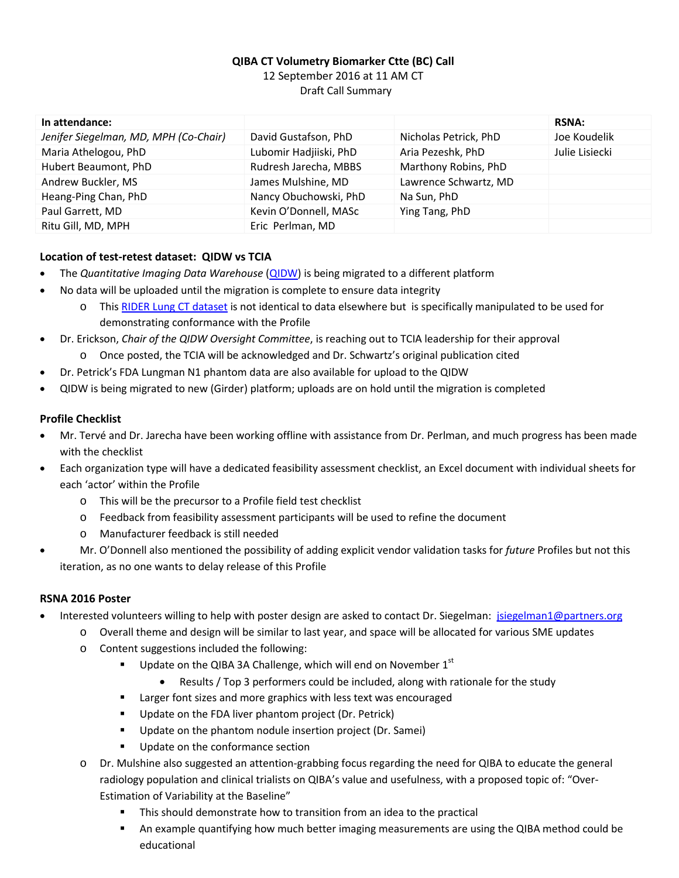**QIBA CT Volumetry Biomarker Ctte (BC) Call**

12 September 2016 at 11 AM CT

Draft Call Summary

| In attendance: | | | RSNA: |
|---|---|---|---|
| *Jenifer Siegelman, MD, MPH (Co-Chair)* | David Gustafson, PhD | Nicholas Petrick, PhD | Joe Koudelik |
| Maria Athelogou, PhD | Lubomir Hadjiiski, PhD | Aria Pezeshk, PhD | Julie Lisiecki |
| Hubert Beaumont, PhD | Rudresh Jarecha, MBBS | Marthony Robins, PhD | |
| Andrew Buckler, MS | James Mulshine, MD | Lawrence Schwartz, MD | |
| Heang-Ping Chan, PhD | Nancy Obuchowski, PhD | Na Sun, PhD | |
| Paul Garrett, MD | Kevin O'Donnell, MASc | Ying Tang, PhD | |
| Ritu Gill, MD, MPH | Eric Perlman, MD | | |

**Location of test-retest dataset: QIDW vs TCIA**

- The *Quantitative Imaging Data Warehouse* (QIDW) is being migrated to a different platform
- No data will be uploaded until the migration is complete to ensure data integrity
  - This RIDER Lung CT dataset is not identical to data elsewhere but is specifically manipulated to be used for demonstrating conformance with the Profile
- Dr. Erickson, *Chair of the QIDW Oversight Committee*, is reaching out to TCIA leadership for their approval
  - Once posted, the TCIA will be acknowledged and Dr. Schwartz's original publication cited
- Dr. Petrick's FDA Lungman N1 phantom data are also available for upload to the QIDW
- QIDW is being migrated to new (Girder) platform; uploads are on hold until the migration is completed

**Profile Checklist**

- Mr. Tervé and Dr. Jarecha have been working offline with assistance from Dr. Perlman, and much progress has been made with the checklist
- Each organization type will have a dedicated feasibility assessment checklist, an Excel document with individual sheets for each 'actor' within the Profile
  - This will be the precursor to a Profile field test checklist
  - Feedback from feasibility assessment participants will be used to refine the document
  - Manufacturer feedback is still needed
- Mr. O'Donnell also mentioned the possibility of adding explicit vendor validation tasks for *future* Profiles but not this iteration, as no one wants to delay release of this Profile

**RSNA 2016 Poster**

- Interested volunteers willing to help with poster design are asked to contact Dr. Siegelman: jsiegelman1@partners.org
  - Overall theme and design will be similar to last year, and space will be allocated for various SME updates
  - Content suggestions included the following:
    - Update on the QIBA 3A Challenge, which will end on November 1st
      - Results / Top 3 performers could be included, along with rationale for the study
    - Larger font sizes and more graphics with less text was encouraged
    - Update on the FDA liver phantom project (Dr. Petrick)
    - Update on the phantom nodule insertion project (Dr. Samei)
    - Update on the conformance section
  - Dr. Mulshine also suggested an attention-grabbing focus regarding the need for QIBA to educate the general radiology population and clinical trialists on QIBA's value and usefulness, with a proposed topic of: "Over-Estimation of Variability at the Baseline"
    - This should demonstrate how to transition from an idea to the practical
    - An example quantifying how much better imaging measurements are using the QIBA method could be educational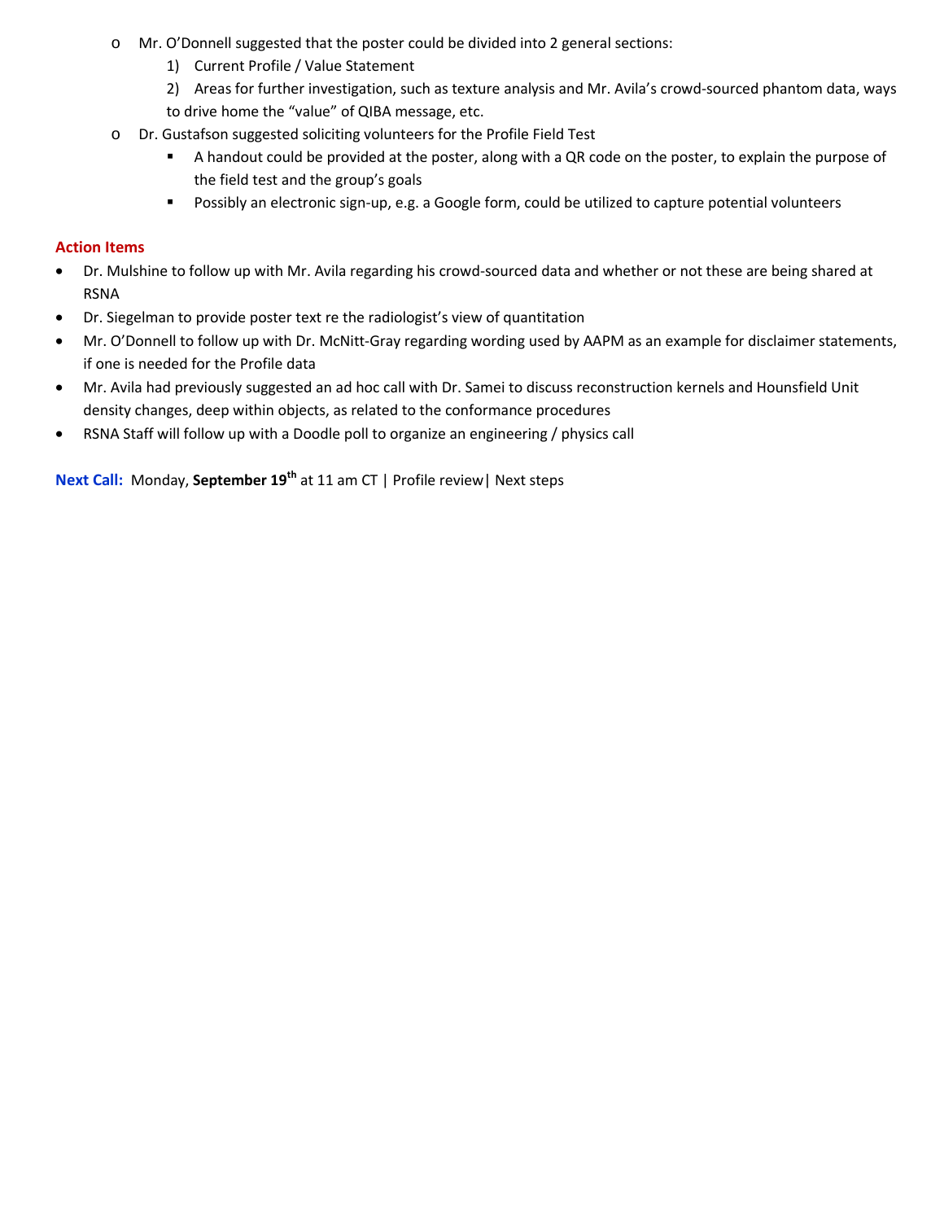- Mr. O'Donnell suggested that the poster could be divided into 2 general sections:
  1) Current Profile / Value Statement
  2) Areas for further investigation, such as texture analysis and Mr. Avila's crowd-sourced phantom data, ways to drive home the "value" of QIBA message, etc.
- Dr. Gustafson suggested soliciting volunteers for the Profile Field Test
  - A handout could be provided at the poster, along with a QR code on the poster, to explain the purpose of the field test and the group's goals
  - Possibly an electronic sign-up, e.g. a Google form, could be utilized to capture potential volunteers

### Action Items

- Dr. Mulshine to follow up with Mr. Avila regarding his crowd-sourced data and whether or not these are being shared at RSNA
- Dr. Siegelman to provide poster text re the radiologist's view of quantitation
- Mr. O'Donnell to follow up with Dr. McNitt-Gray regarding wording used by AAPM as an example for disclaimer statements, if one is needed for the Profile data
- Mr. Avila had previously suggested an ad hoc call with Dr. Samei to discuss reconstruction kernels and Hounsfield Unit density changes, deep within objects, as related to the conformance procedures
- RSNA Staff will follow up with a Doodle poll to organize an engineering / physics call

**Next Call:** Monday, **September 19th** at 11 am CT | Profile review| Next steps